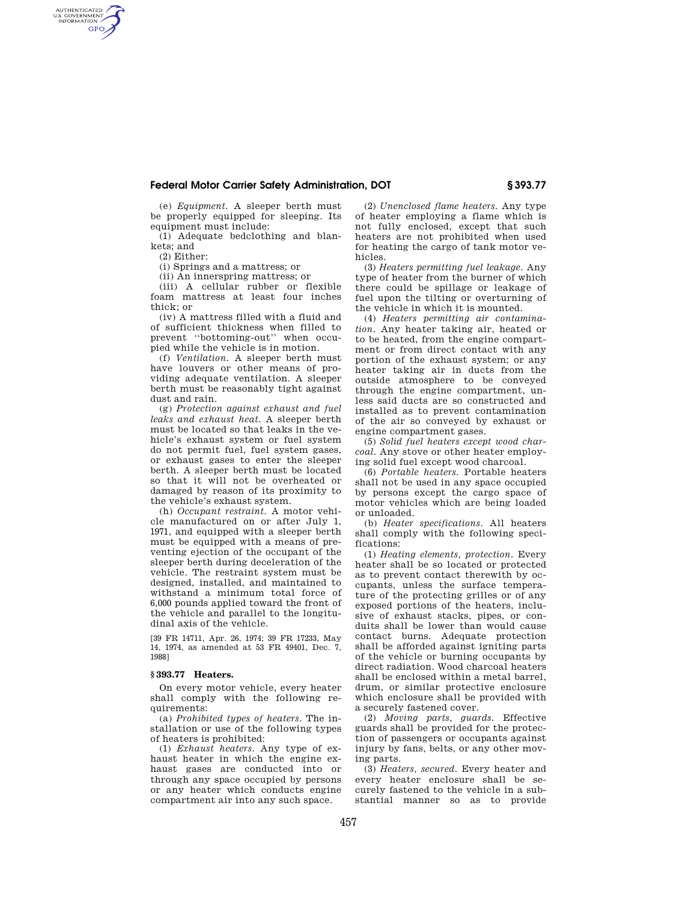(e) *Equipment.* A sleeper berth must be properly equipped for sleeping. Its equipment must include:

(1) Adequate bedclothing and blankets; and

(2) Either:

(i) Springs and a mattress; or

(ii) An innerspring mattress; or

(iii) A cellular rubber or flexible foam mattress at least four inches thick; or

(iv) A mattress filled with a fluid and of sufficient thickness when filled to prevent ''bottoming-out'' when occupied while the vehicle is in motion.

(f) *Ventilation.* A sleeper berth must have louvers or other means of providing adequate ventilation. A sleeper berth must be reasonably tight against dust and rain.

(g) *Protection against exhaust and fuel leaks and exhaust heat.* A sleeper berth must be located so that leaks in the vehicle's exhaust system or fuel system do not permit fuel, fuel system gases, or exhaust gases to enter the sleeper berth. A sleeper berth must be located so that it will not be overheated or damaged by reason of its proximity to the vehicle's exhaust system.

(h) *Occupant restraint.* A motor vehicle manufactured on or after July 1, 1971, and equipped with a sleeper berth must be equipped with a means of preventing ejection of the occupant of the sleeper berth during deceleration of the vehicle. The restraint system must be designed, installed, and maintained to withstand a minimum total force of 6,000 pounds applied toward the front of the vehicle and parallel to the longitudinal axis of the vehicle.

[39 FR 14711, Apr. 26, 1974; 39 FR 17233, May 14, 1974, as amended at 53 FR 49401, Dec. 7, 1988]

## § 393.77 Heaters.

On every motor vehicle, every heater shall comply with the following requirements:

(a) *Prohibited types of heaters.* The installation or use of the following types of heaters is prohibited:

(1) *Exhaust heaters.* Any type of exhaust heater in which the engine exhaust gases are conducted into or through any space occupied by persons or any heater which conducts engine compartment air into any such space.

(2) *Unenclosed flame heaters.* Any type of heater employing a flame which is not fully enclosed, except that such heaters are not prohibited when used for heating the cargo of tank motor vehicles.

(3) *Heaters permitting fuel leakage.* Any type of heater from the burner of which there could be spillage or leakage of fuel upon the tilting or overturning of the vehicle in which it is mounted.

(4) *Heaters permitting air contamination.* Any heater taking air, heated or to be heated, from the engine compartment or from direct contact with any portion of the exhaust system; or any heater taking air in ducts from the outside atmosphere to be conveyed through the engine compartment, unless said ducts are so constructed and installed as to prevent contamination of the air so conveyed by exhaust or engine compartment gases.

(5) *Solid fuel heaters except wood charcoal.* Any stove or other heater employing solid fuel except wood charcoal.

(6) *Portable heaters.* Portable heaters shall not be used in any space occupied by persons except the cargo space of motor vehicles which are being loaded or unloaded.

(b) *Heater specifications.* All heaters shall comply with the following specifications:

(1) *Heating elements, protection.* Every heater shall be so located or protected as to prevent contact therewith by occupants, unless the surface temperature of the protecting grilles or of any exposed portions of the heaters, inclusive of exhaust stacks, pipes, or conduits shall be lower than would cause contact burns. Adequate protection shall be afforded against igniting parts of the vehicle or burning occupants by direct radiation. Wood charcoal heaters shall be enclosed within a metal barrel, drum, or similar protective enclosure which enclosure shall be provided with a securely fastened cover.

(2) *Moving parts, guards.* Effective guards shall be provided for the protection of passengers or occupants against injury by fans, belts, or any other moving parts.

(3) *Heaters, secured.* Every heater and every heater enclosure shall be securely fastened to the vehicle in a substantial manner so as to provide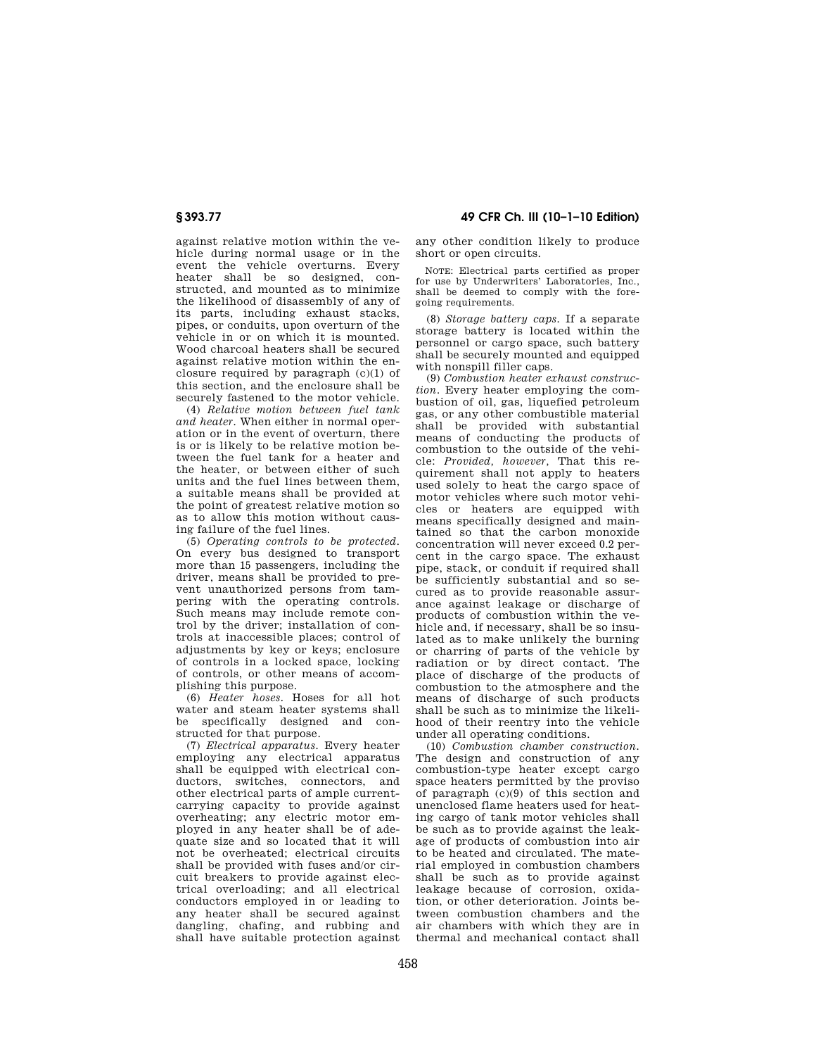against relative motion within the vehicle during normal usage or in the event the vehicle overturns. Every heater shall be so designed, constructed, and mounted as to minimize the likelihood of disassembly of any of its parts, including exhaust stacks, pipes, or conduits, upon overturn of the vehicle in or on which it is mounted. Wood charcoal heaters shall be secured against relative motion within the enclosure required by paragraph (c)(1) of this section, and the enclosure shall be securely fastened to the motor vehicle.

(4) *Relative motion between fuel tank and heater.* When either in normal operation or in the event of overturn, there is or is likely to be relative motion between the fuel tank for a heater and the heater, or between either of such units and the fuel lines between them, a suitable means shall be provided at the point of greatest relative motion so as to allow this motion without causing failure of the fuel lines.

(5) *Operating controls to be protected.* On every bus designed to transport more than 15 passengers, including the driver, means shall be provided to prevent unauthorized persons from tampering with the operating controls. Such means may include remote control by the driver; installation of controls at inaccessible places; control of adjustments by key or keys; enclosure of controls in a locked space, locking of controls, or other means of accomplishing this purpose.

(6) *Heater hoses.* Hoses for all hot water and steam heater systems shall be specifically designed and constructed for that purpose.

(7) *Electrical apparatus.* Every heater employing any electrical apparatus shall be equipped with electrical conductors, switches, connectors, and other electrical parts of ample current-carrying capacity to provide against overheating; any electric motor employed in any heater shall be of adequate size and so located that it will not be overheated; electrical circuits shall be provided with fuses and/or circuit breakers to provide against electrical overloading; and all electrical conductors employed in or leading to any heater shall be secured against dangling, chafing, and rubbing and shall have suitable protection against any other condition likely to produce short or open circuits.

NOTE: Electrical parts certified as proper for use by Underwriters' Laboratories, Inc., shall be deemed to comply with the foregoing requirements.

(8) *Storage battery caps.* If a separate storage battery is located within the personnel or cargo space, such battery shall be securely mounted and equipped with nonspill filler caps.

(9) *Combustion heater exhaust construction.* Every heater employing the combustion of oil, gas, liquefied petroleum gas, or any other combustible material shall be provided with substantial means of conducting the products of combustion to the outside of the vehicle: *Provided, however,* That this requirement shall not apply to heaters used solely to heat the cargo space of motor vehicles where such motor vehicles or heaters are equipped with means specifically designed and maintained so that the carbon monoxide concentration will never exceed 0.2 percent in the cargo space. The exhaust pipe, stack, or conduit if required shall be sufficiently substantial and so secured as to provide reasonable assurance against leakage or discharge of products of combustion within the vehicle and, if necessary, shall be so insulated as to make unlikely the burning or charring of parts of the vehicle by radiation or by direct contact. The place of discharge of the products of combustion to the atmosphere and the means of discharge of such products shall be such as to minimize the likelihood of their reentry into the vehicle under all operating conditions.

(10) *Combustion chamber construction.* The design and construction of any combustion-type heater except cargo space heaters permitted by the proviso of paragraph (c)(9) of this section and unenclosed flame heaters used for heating cargo of tank motor vehicles shall be such as to provide against the leakage of products of combustion into air to be heated and circulated. The material employed in combustion chambers shall be such as to provide against leakage because of corrosion, oxidation, or other deterioration. Joints between combustion chambers and the air chambers with which they are in thermal and mechanical contact shall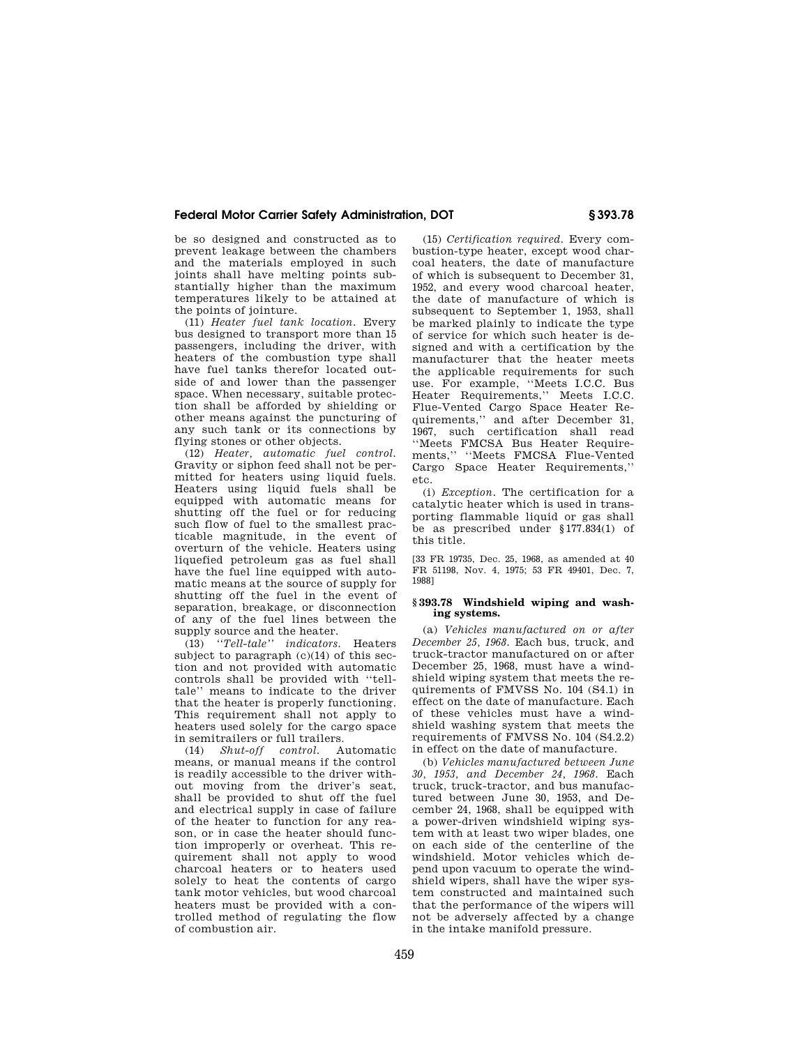be so designed and constructed as to prevent leakage between the chambers and the materials employed in such joints shall have melting points substantially higher than the maximum temperatures likely to be attained at the points of jointure.

(11) *Heater fuel tank location.* Every bus designed to transport more than 15 passengers, including the driver, with heaters of the combustion type shall have fuel tanks therefor located outside of and lower than the passenger space. When necessary, suitable protection shall be afforded by shielding or other means against the puncturing of any such tank or its connections by flying stones or other objects.

(12) *Heater, automatic fuel control.* Gravity or siphon feed shall not be permitted for heaters using liquid fuels. Heaters using liquid fuels shall be equipped with automatic means for shutting off the fuel or for reducing such flow of fuel to the smallest practicable magnitude, in the event of overturn of the vehicle. Heaters using liquefied petroleum gas as fuel shall have the fuel line equipped with automatic means at the source of supply for shutting off the fuel in the event of separation, breakage, or disconnection of any of the fuel lines between the supply source and the heater.

(13) *''Tell-tale'' indicators.* Heaters subject to paragraph (c)(14) of this section and not provided with automatic controls shall be provided with ''tell-tale'' means to indicate to the driver that the heater is properly functioning. This requirement shall not apply to heaters used solely for the cargo space in semitrailers or full trailers.

(14) *Shut-off control.* Automatic means, or manual means if the control is readily accessible to the driver without moving from the driver's seat, shall be provided to shut off the fuel and electrical supply in case of failure of the heater to function for any reason, or in case the heater should function improperly or overheat. This requirement shall not apply to wood charcoal heaters or to heaters used solely to heat the contents of cargo tank motor vehicles, but wood charcoal heaters must be provided with a controlled method of regulating the flow of combustion air.

(15) *Certification required.* Every combustion-type heater, except wood charcoal heaters, the date of manufacture of which is subsequent to December 31, 1952, and every wood charcoal heater, the date of manufacture of which is subsequent to September 1, 1953, shall be marked plainly to indicate the type of service for which such heater is designed and with a certification by the manufacturer that the heater meets the applicable requirements for such use. For example, ''Meets I.C.C. Bus Heater Requirements,'' Meets I.C.C. Flue-Vented Cargo Space Heater Requirements,'' and after December 31, 1967, such certification shall read ''Meets FMCSA Bus Heater Requirements,'' ''Meets FMCSA Flue-Vented Cargo Space Heater Requirements,'' etc.

(i) *Exception.* The certification for a catalytic heater which is used in transporting flammable liquid or gas shall be as prescribed under §177.834(l) of this title.

[33 FR 19735, Dec. 25, 1968, as amended at 40 FR 51198, Nov. 4, 1975; 53 FR 49401, Dec. 7, 1988]

### §393.78 Windshield wiping and washing systems.

(a) *Vehicles manufactured on or after December 25, 1968.* Each bus, truck, and truck-tractor manufactured on or after December 25, 1968, must have a windshield wiping system that meets the requirements of FMVSS No. 104 (S4.1) in effect on the date of manufacture. Each of these vehicles must have a windshield washing system that meets the requirements of FMVSS No. 104 (S4.2.2) in effect on the date of manufacture.

(b) *Vehicles manufactured between June 30, 1953, and December 24, 1968.* Each truck, truck-tractor, and bus manufactured between June 30, 1953, and December 24, 1968, shall be equipped with a power-driven windshield wiping system with at least two wiper blades, one on each side of the centerline of the windshield. Motor vehicles which depend upon vacuum to operate the windshield wipers, shall have the wiper system constructed and maintained such that the performance of the wipers will not be adversely affected by a change in the intake manifold pressure.